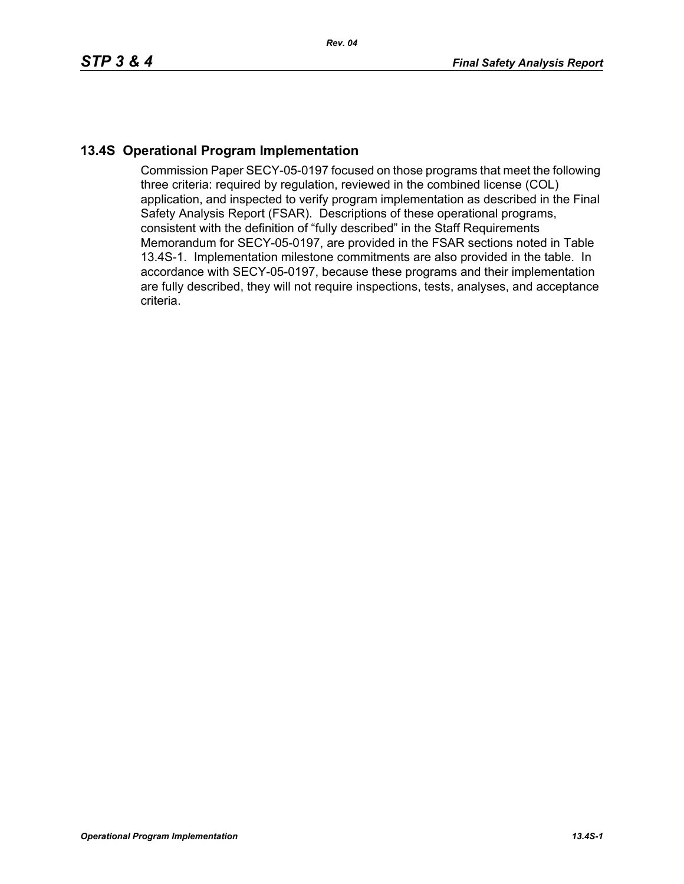## 13.4S Operational Program Implementation

Commission Paper SECY-05-0197 focused on those programs that meet the following three criteria: required by regulation, reviewed in the combined license (COL) application, and inspected to verify program implementation as described in the Final Safety Analysis Report (FSAR). Descriptions of these operational programs, consistent with the definition of "fully described" in the Staff Requirements Memorandum for SECY-05-0197, are provided in the FSAR sections noted in Table 13.4S-1. Implementation milestone commitments are also provided in the table. In accordance with SECY-05-0197, because these programs and their implementation are fully described, they will not require inspections, tests, analyses, and acceptance criteria.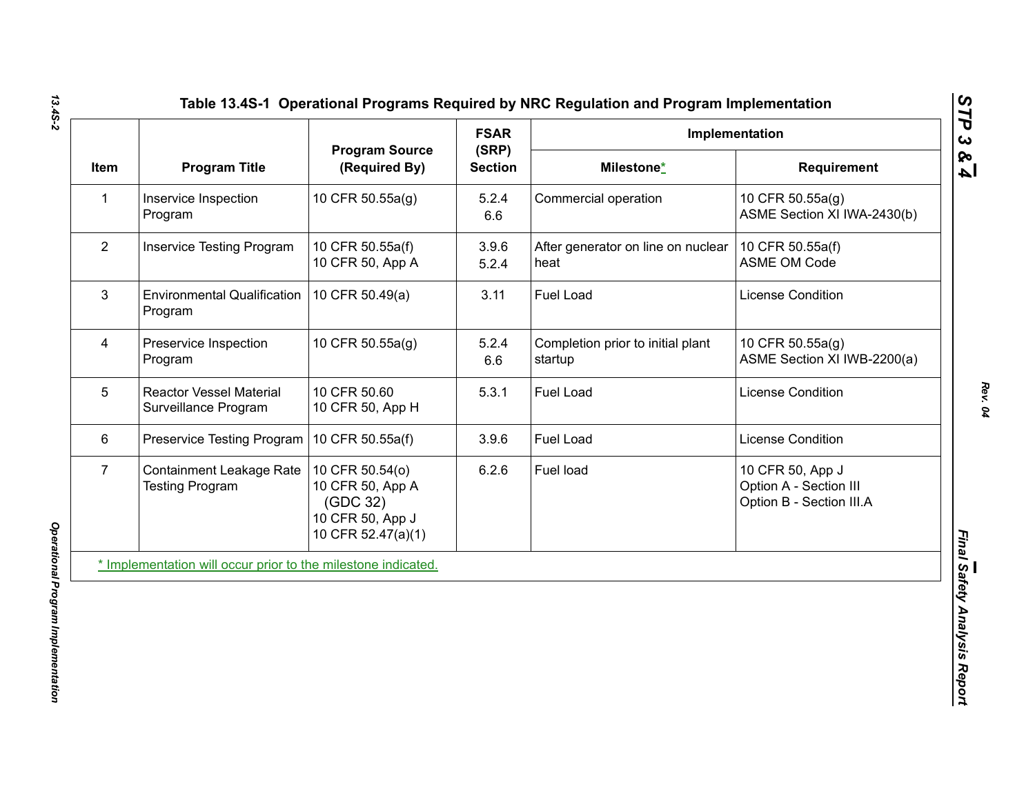## Table 13.4S-1 Operational Programs Required by NRC Regulation and Program Implementation

| Item | Program Title | Program Source (Required By) | FSAR (SRP) Section | Implementation | |
|---|---|---|---|---|---|
| | | | | Milestone* | Requirement |
| 1 | Inservice Inspection Program | 10 CFR 50.55a(g) | 5.2.4<br>6.6 | Commercial operation | 10 CFR 50.55a(g)<br>ASME Section XI IWA-2430(b) |
| 2 | Inservice Testing Program | 10 CFR 50.55a(f)<br>10 CFR 50, App A | 3.9.6<br>5.2.4 | After generator on line on nuclear heat | 10 CFR 50.55a(f)<br>ASME OM Code |
| 3 | Environmental Qualification Program | 10 CFR 50.49(a) | 3.11 | Fuel Load | License Condition |
| 4 | Preservice Inspection Program | 10 CFR 50.55a(g) | 5.2.4<br>6.6 | Completion prior to initial plant startup | 10 CFR 50.55a(g)<br>ASME Section XI IWB-2200(a) |
| 5 | Reactor Vessel Material Surveillance Program | 10 CFR 50.60<br>10 CFR 50, App H | 5.3.1 | Fuel Load | License Condition |
| 6 | Preservice Testing Program | 10 CFR 50.55a(f) | 3.9.6 | Fuel Load | License Condition |
| 7 | Containment Leakage Rate Testing Program | 10 CFR 50.54(o)<br>10 CFR 50, App A (GDC 32)<br>10 CFR 50, App J<br>10 CFR 52.47(a)(1) | 6.2.6 | Fuel load | 10 CFR 50, App J<br>Option A - Section III<br>Option B - Section III.A |

* Implementation will occur prior to the milestone indicated.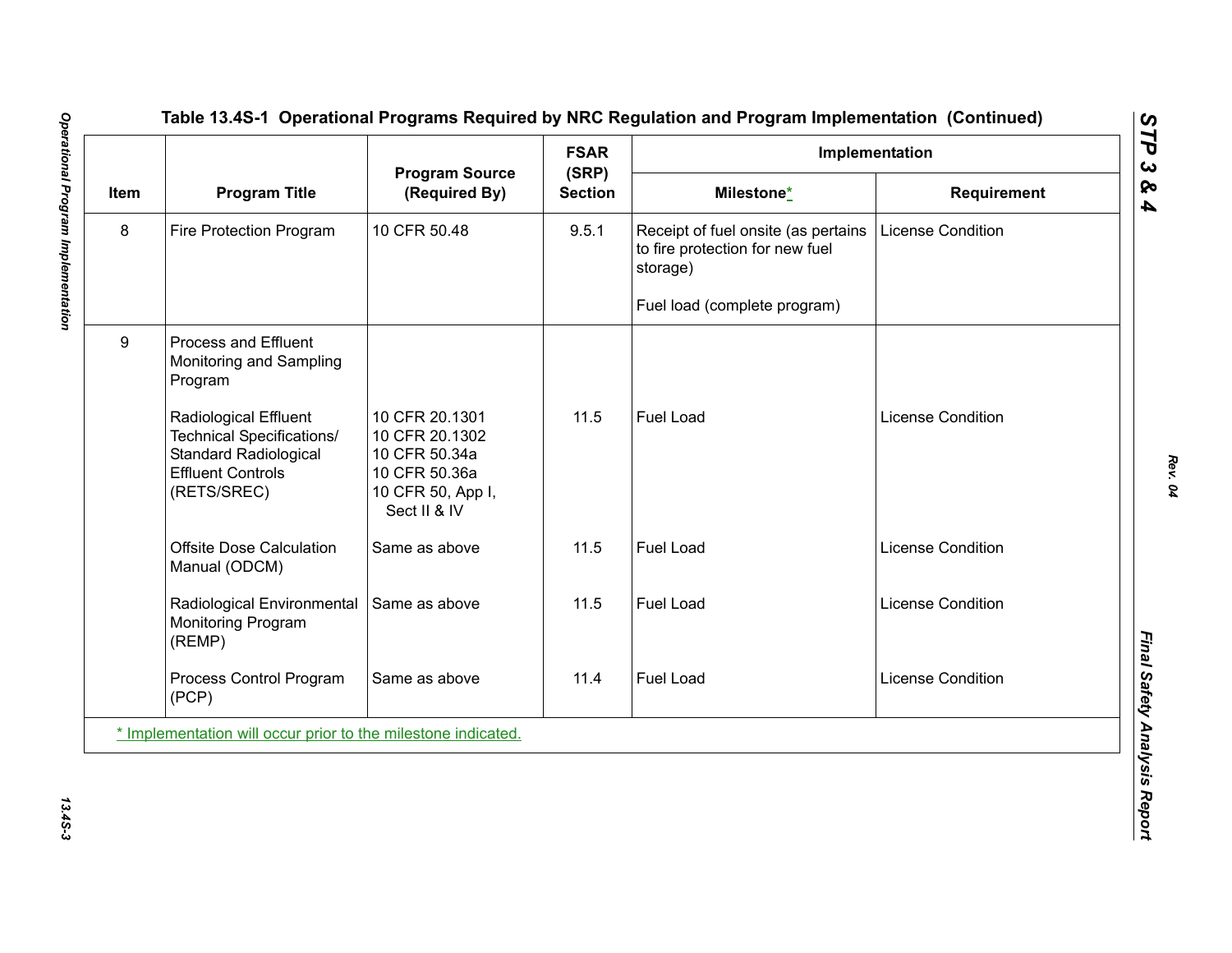## Table 13.4S-1 Operational Programs Required by NRC Regulation and Program Implementation (Continued)

| Item | Program Title | Program Source (Required By) | FSAR (SRP) Section | Implementation | |
|---|---|---|---|---|---|
| | | | | Milestone* | Requirement |
| 8 | Fire Protection Program | 10 CFR 50.48 | 9.5.1 | Receipt of fuel onsite (as pertains to fire protection for new fuel storage)<br><br>Fuel load (complete program) | License Condition |
| 9 | Process and Effluent Monitoring and Sampling Program | | | | |
| | Radiological Effluent Technical Specifications/ Standard Radiological Effluent Controls (RETS/SREC) | 10 CFR 20.1301<br>10 CFR 20.1302<br>10 CFR 50.34a<br>10 CFR 50.36a<br>10 CFR 50, App I, Sect II & IV | 11.5 | Fuel Load | License Condition |
| | Offsite Dose Calculation Manual (ODCM) | Same as above | 11.5 | Fuel Load | License Condition |
| | Radiological Environmental Monitoring Program (REMP) | Same as above | 11.5 | Fuel Load | License Condition |
| | Process Control Program (PCP) | Same as above | 11.4 | Fuel Load | License Condition |

* Implementation will occur prior to the milestone indicated.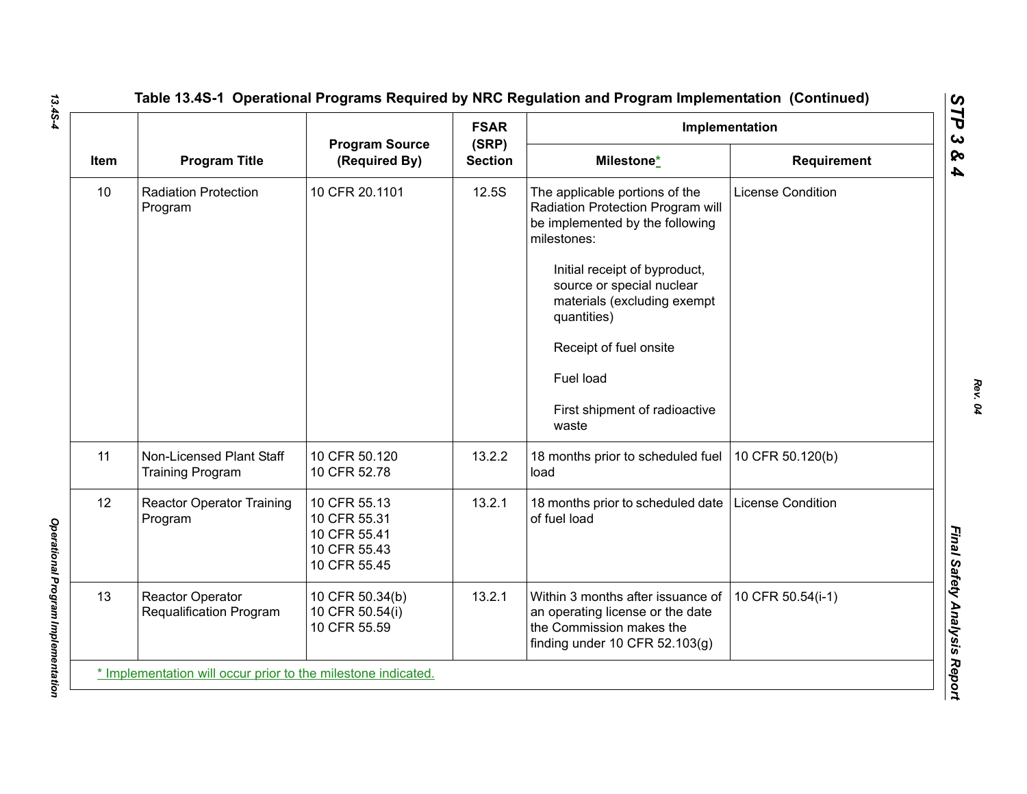**Table 13.4S-1 Operational Programs Required by NRC Regulation and Program Implementation (Continued)**

| Item | Program Title | Program Source (Required By) | FSAR (SRP) Section | Implementation | |
|---|---|---|---|---|---|
| | | | | Milestone* | Requirement |
| 10 | Radiation Protection Program | 10 CFR 20.1101 | 12.5S | The applicable portions of the Radiation Protection Program will be implemented by the following milestones:<br><br>Initial receipt of byproduct, source or special nuclear materials (excluding exempt quantities)<br><br>Receipt of fuel onsite<br><br>Fuel load<br><br>First shipment of radioactive waste | License Condition |
| 11 | Non-Licensed Plant Staff Training Program | 10 CFR 50.120<br>10 CFR 52.78 | 13.2.2 | 18 months prior to scheduled fuel load | 10 CFR 50.120(b) |
| 12 | Reactor Operator Training Program | 10 CFR 55.13<br>10 CFR 55.31<br>10 CFR 55.41<br>10 CFR 55.43<br>10 CFR 55.45 | 13.2.1 | 18 months prior to scheduled date of fuel load | License Condition |
| 13 | Reactor Operator Requalification Program | 10 CFR 50.34(b)<br>10 CFR 50.54(i)<br>10 CFR 55.59 | 13.2.1 | Within 3 months after issuance of an operating license or the date the Commission makes the finding under 10 CFR 52.103(g) | 10 CFR 50.54(i-1) |

* Implementation will occur prior to the milestone indicated.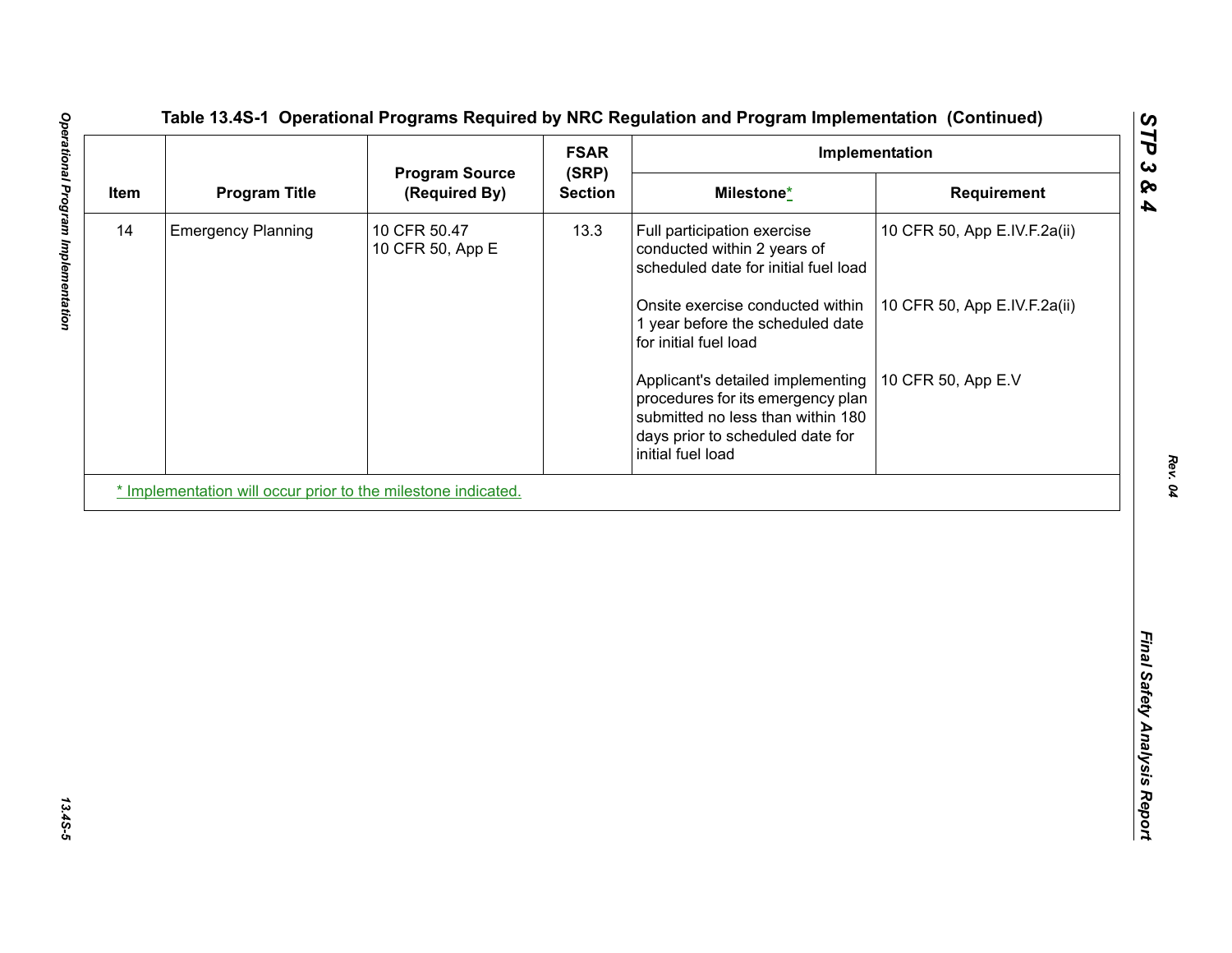## Table 13.4S-1 Operational Programs Required by NRC Regulation and Program Implementation (Continued)

| Item | Program Title | Program Source (Required By) | FSAR (SRP) Section | Implementation | |
|---|---|---|---|---|---|
| | | | | Milestone* | Requirement |
| 14 | Emergency Planning | 10 CFR 50.47<br>10 CFR 50, App E | 13.3 | Full participation exercise conducted within 2 years of scheduled date for initial fuel load | 10 CFR 50, App E.IV.F.2a(ii) |
| | | | | Onsite exercise conducted within 1 year before the scheduled date for initial fuel load | 10 CFR 50, App E.IV.F.2a(ii) |
| | | | | Applicant's detailed implementing procedures for its emergency plan submitted no less than within 180 days prior to scheduled date for initial fuel load | 10 CFR 50, App E.V |

* Implementation will occur prior to the milestone indicated.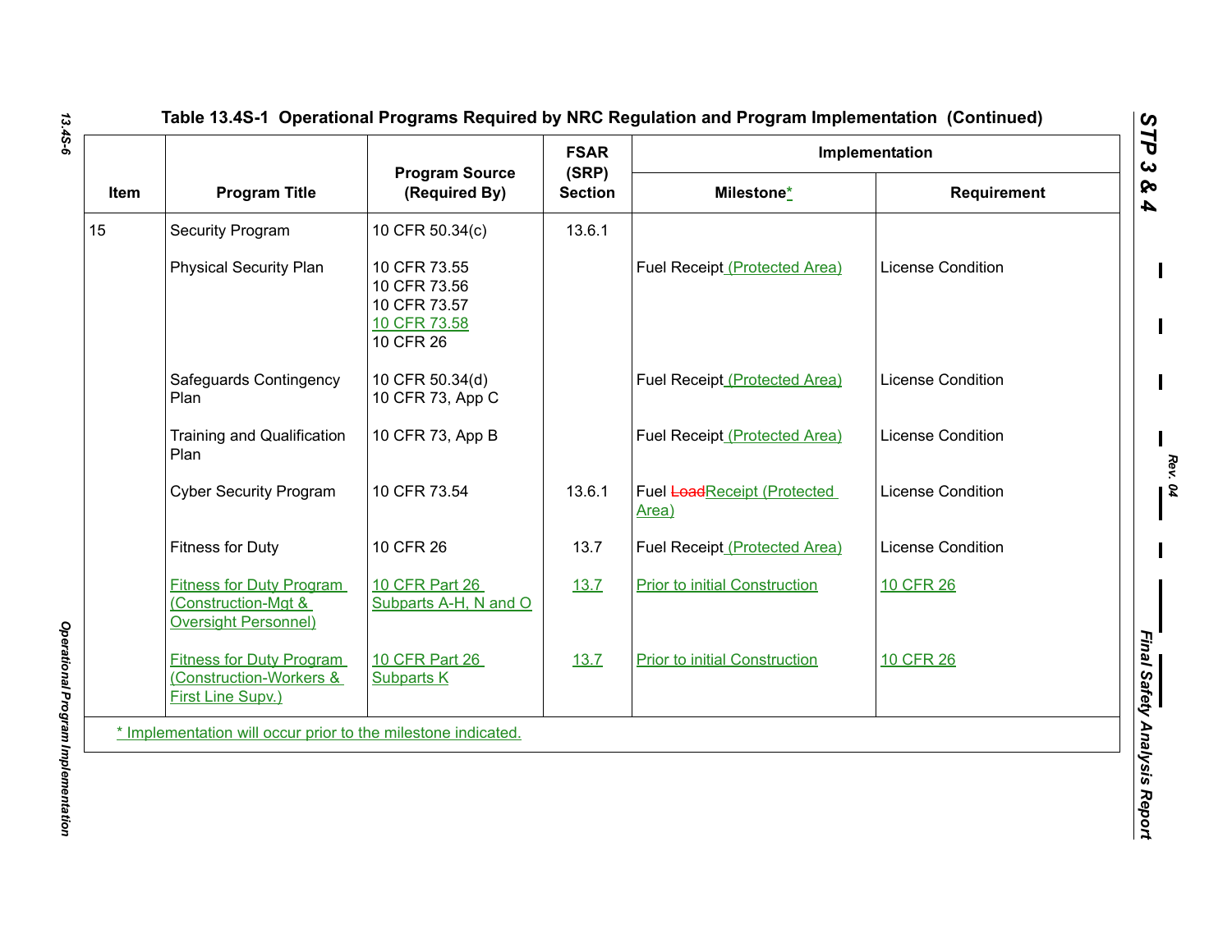Table 13.4S-1 Operational Programs Required by NRC Regulation and Program Implementation (Continued)

| Item | Program Title | Program Source (Required By) | FSAR (SRP) Section | Implementation | |
|---|---|---|---|---|---|
| | | | | Milestone* | Requirement |
| 15 | Security Program | 10 CFR 50.34(c) | 13.6.1 | | |
| | Physical Security Plan | 10 CFR 73.55<br>10 CFR 73.56<br>10 CFR 73.57<br>10 CFR 73.58<br>10 CFR 26 | | Fuel Receipt (Protected Area) | License Condition |
| | Safeguards Contingency Plan | 10 CFR 50.34(d)<br>10 CFR 73, App C | | Fuel Receipt (Protected Area) | License Condition |
| | Training and Qualification Plan | 10 CFR 73, App B | | Fuel Receipt (Protected Area) | License Condition |
| | Cyber Security Program | 10 CFR 73.54 | 13.6.1 | Fuel ~~Load~~Receipt (Protected Area) | License Condition |
| | Fitness for Duty | 10 CFR 26 | 13.7 | Fuel Receipt (Protected Area) | License Condition |
| | Fitness for Duty Program (Construction-Mgt & Oversight Personnel) | 10 CFR Part 26 Subparts A-H, N and O | 13.7 | Prior to initial Construction | 10 CFR 26 |
| | Fitness for Duty Program (Construction-Workers & First Line Supv.) | 10 CFR Part 26 Subparts K | 13.7 | Prior to initial Construction | 10 CFR 26 |

* Implementation will occur prior to the milestone indicated.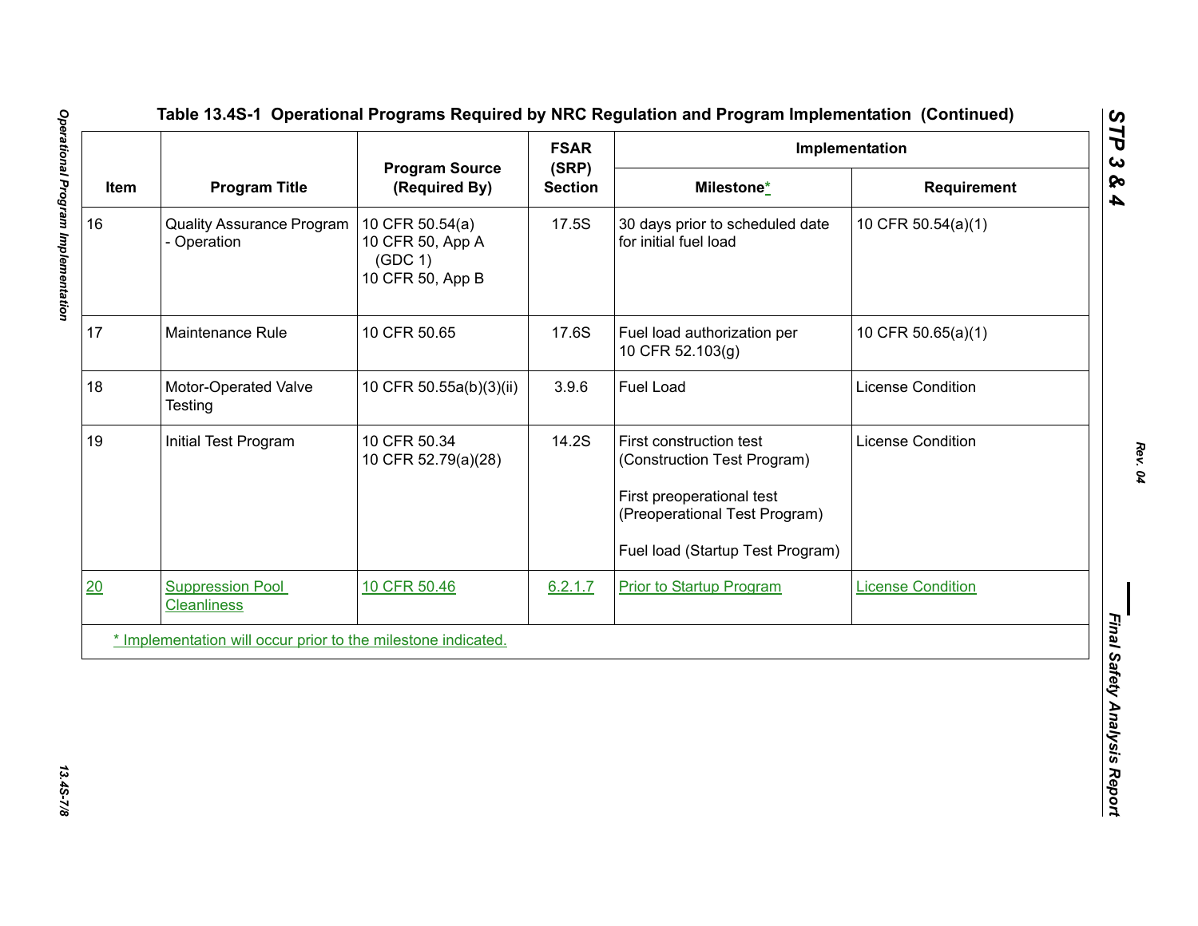## Table 13.4S-1 Operational Programs Required by NRC Regulation and Program Implementation (Continued)

| Item | Program Title | Program Source (Required By) | FSAR (SRP) Section | Implementation | |
|---|---|---|---|---|---|
| | | | | Milestone* | Requirement |
| 16 | Quality Assurance Program - Operation | 10 CFR 50.54(a)<br>10 CFR 50, App A (GDC 1)<br>10 CFR 50, App B | 17.5S | 30 days prior to scheduled date for initial fuel load | 10 CFR 50.54(a)(1) |
| 17 | Maintenance Rule | 10 CFR 50.65 | 17.6S | Fuel load authorization per 10 CFR 52.103(g) | 10 CFR 50.65(a)(1) |
| 18 | Motor-Operated Valve Testing | 10 CFR 50.55a(b)(3)(ii) | 3.9.6 | Fuel Load | License Condition |
| 19 | Initial Test Program | 10 CFR 50.34<br>10 CFR 52.79(a)(28) | 14.2S | First construction test (Construction Test Program)<br><br>First preoperational test (Preoperational Test Program)<br><br>Fuel load (Startup Test Program) | License Condition |
| 20 | Suppression Pool Cleanliness | 10 CFR 50.46 | 6.2.1.7 | Prior to Startup Program | License Condition |

* Implementation will occur prior to the milestone indicated.